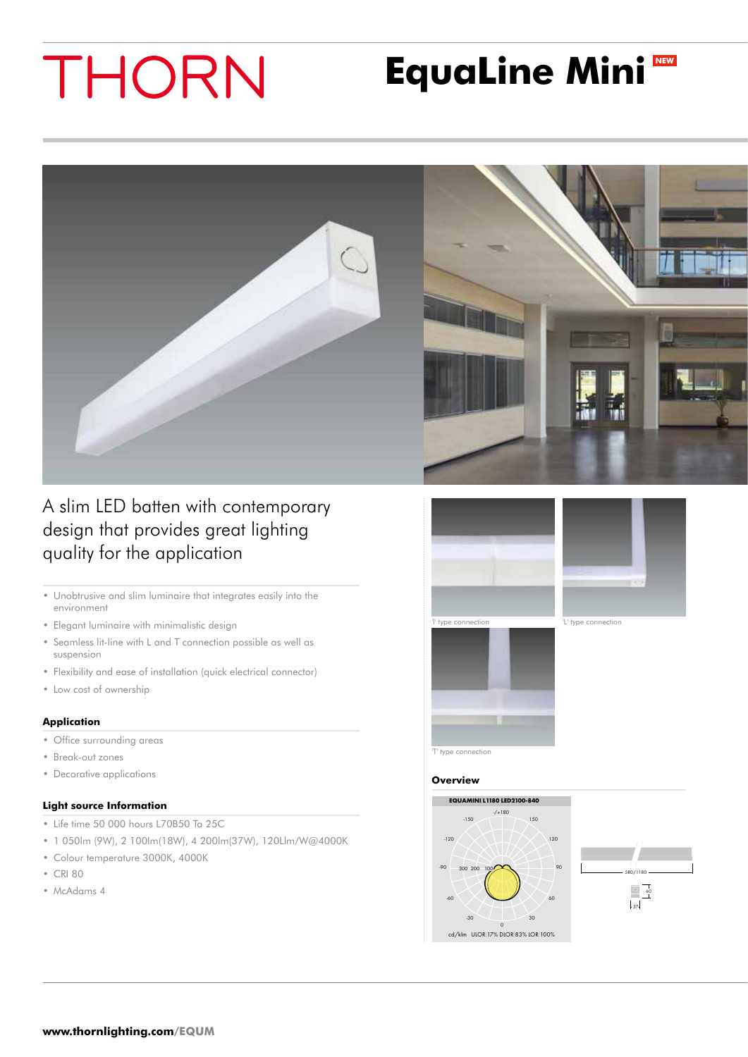# THORN

# EquaLine Mini NEW

## A slim LED batten with contemporary design that provides great lighting quality for the application

- Unobtrusive and slim luminaire that integrates easily into the environment
- Elegant luminaire with minimalistic design
- Seamless lit-line with L and T connection possible as well as suspension
- Flexibility and ease of installation (quick electrical connector)
- Low cost of ownership

### Application

- Office surrounding areas
- Break-out zones
- Decorative applications

### Light source Information

- Life time 50 000 hours L70B50 Ta 25C
- 1 050lm (9W), 2 100lm(18W), 4 200lm(37W), 120Llm/W@4000K
- Colour temperature 3000K, 4000K
- CRI 80
- McAdams 4

'I' type connection

'L' type connection

'T' type connection

### Overview

EQUAMINI L1180 LED2100-840

cd/klm ULOR:17% DLOR:83% LOR:100%

580/1180

60

37

www.thornlighting.com/EQUM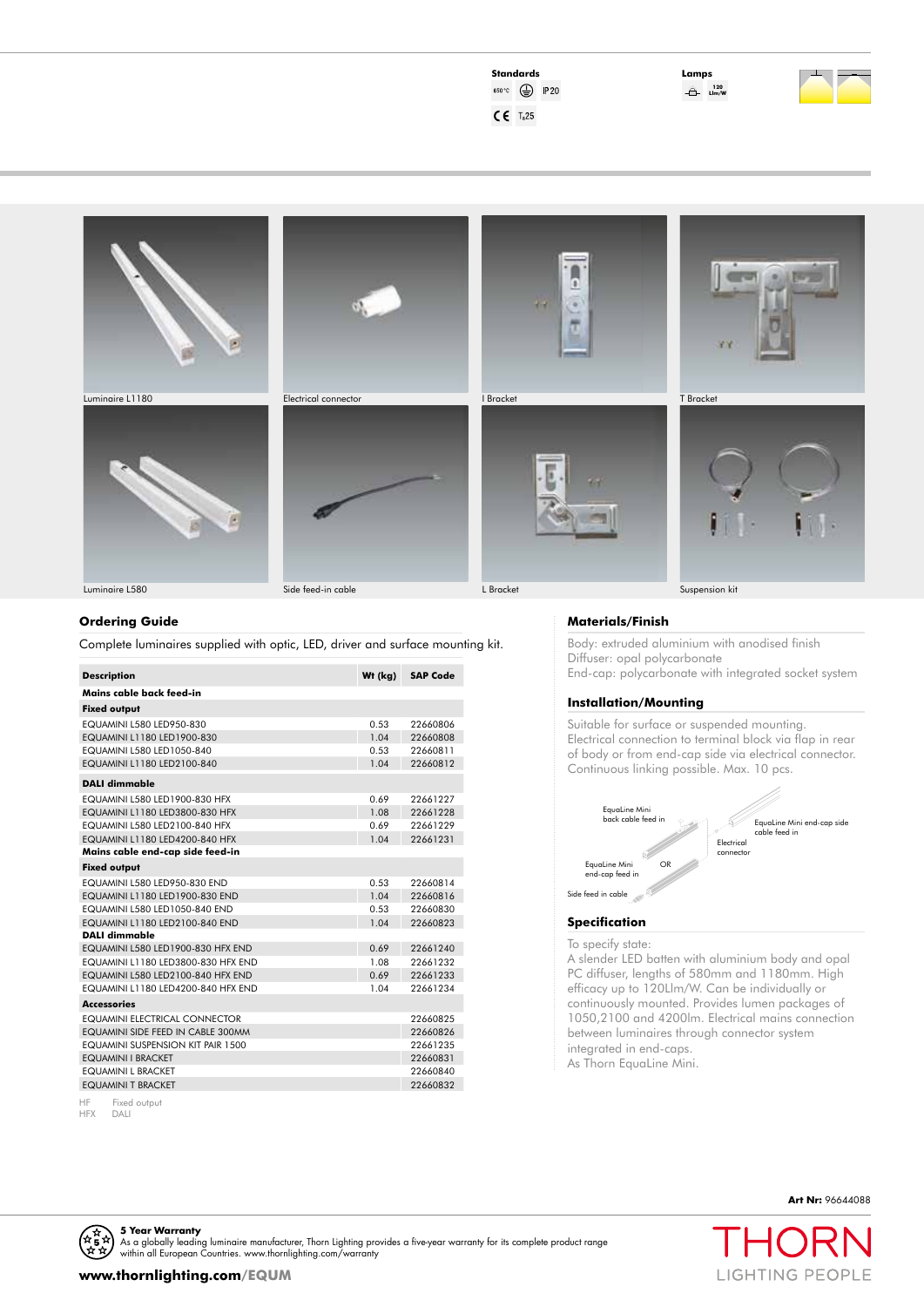**Standards**

650°C IP20

CE Ta25

**Lamps**

120 Llm/W

Luminaire L1180

Electrical connector

I Bracket

T Bracket

Luminaire L580

Side feed-in cable

L Bracket

Suspension kit

## Ordering Guide

Complete luminaires supplied with optic, LED, driver and surface mounting kit.

| Description | Wt (kg) | SAP Code |
|---|---|---|
| **Mains cable back feed-in** | | |
| **Fixed output** | | |
| EQUAMINI L580 LED950-830 | 0.53 | 22660806 |
| EQUAMINI L1180 LED1900-830 | 1.04 | 22660808 |
| EQUAMINI L580 LED1050-840 | 0.53 | 22660811 |
| EQUAMINI L1180 LED2100-840 | 1.04 | 22660812 |
| **DALI dimmable** | | |
| EQUAMINI L580 LED1900-830 HFX | 0.69 | 22661227 |
| EQUAMINI L1180 LED3800-830 HFX | 1.08 | 22661228 |
| EQUAMINI L580 LED2100-840 HFX | 0.69 | 22661229 |
| EQUAMINI L1180 LED4200-840 HFX | 1.04 | 22661231 |
| **Mains cable end-cap side feed-in** | | |
| **Fixed output** | | |
| EQUAMINI L580 LED950-830 END | 0.53 | 22660814 |
| EQUAMINI L1180 LED1900-830 END | 1.04 | 22660816 |
| EQUAMINI L580 LED1050-840 END | 0.53 | 22660830 |
| EQUAMINI L1180 LED2100-840 END | 1.04 | 22660823 |
| **DALI dimmable** | | |
| EQUAMINI L580 LED1900-830 HFX END | 0.69 | 22661240 |
| EQUAMINI L1180 LED3800-830 HFX END | 1.08 | 22661232 |
| EQUAMINI L580 LED2100-840 HFX END | 0.69 | 22661233 |
| EQUAMINI L1180 LED4200-840 HFX END | 1.04 | 22661234 |
| **Accessories** | | |
| EQUAMINI ELECTRICAL CONNECTOR | | 22660825 |
| EQUAMINI SIDE FEED IN CABLE 300MM | | 22660826 |
| EQUAMINI SUSPENSION KIT PAIR 1500 | | 22661235 |
| EQUAMINI I BRACKET | | 22660831 |
| EQUAMINI L BRACKET | | 22660840 |
| EQUAMINI T BRACKET | | 22660832 |

HF Fixed output
HFX DALI

## Materials/Finish

Body: extruded aluminium with anodised finish
Diffuser: opal polycarbonate
End-cap: polycarbonate with integrated socket system

## Installation/Mounting

Suitable for surface or suspended mounting. Electrical connection to terminal block via flap in rear of body or from end-cap side via electrical connector. Continuous linking possible. Max. 10 pcs.

EquaLine Mini back cable feed in

EquaLine Mini end-cap side cable feed in

Electrical connector

EquaLine Mini end-cap feed in

OR

Side feed in cable

## Specification

To specify state:
A slender LED batten with aluminium body and opal PC diffuser, lengths of 580mm and 1180mm. High efficacy up to 120Llm/W. Can be individually or continuously mounted. Provides lumen packages of 1050,2100 and 4200lm. Electrical mains connection between luminaires through connector system integrated in end-caps.
As Thorn EquaLine Mini.

**Art Nr:** 96644088

**5 Year Warranty**
As a globally leading luminaire manufacturer, Thorn Lighting provides a five-year warranty for its complete product range within all European Countries. www.thornlighting.com/warranty

**www.thornlighting.com/EQUM**

THORN
LIGHTING PEOPLE